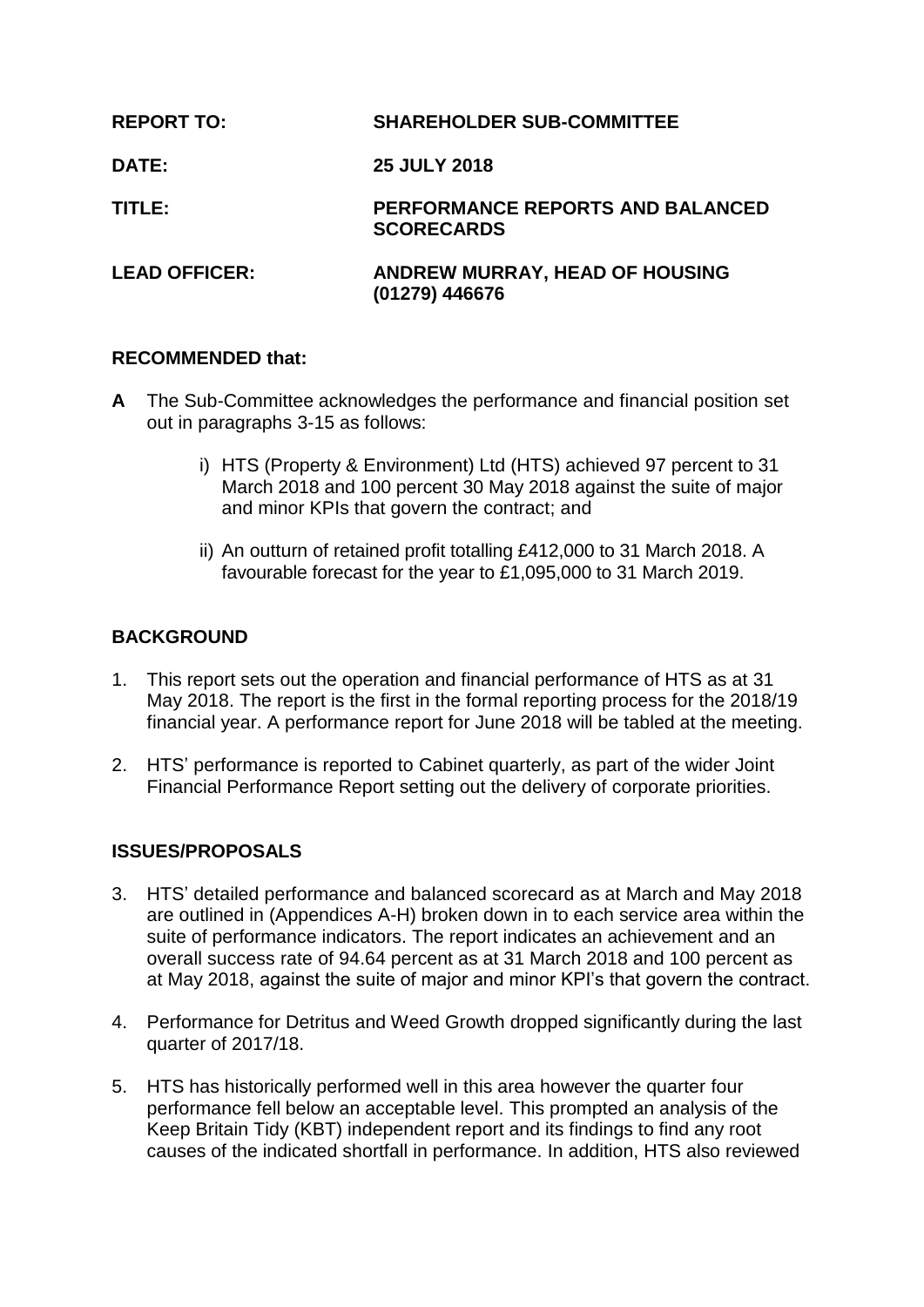**REPORT TO:** **SHAREHOLDER SUB-COMMITTEE**

**DATE:** **25 JULY 2018**

**TITLE:** **PERFORMANCE REPORTS AND BALANCED SCORECARDS**

**LEAD OFFICER:** **ANDREW MURRAY, HEAD OF HOUSING (01279) 446676**

## RECOMMENDED that:

**A** The Sub-Committee acknowledges the performance and financial position set out in paragraphs 3-15 as follows:

i) HTS (Property & Environment) Ltd (HTS) achieved 97 percent to 31 March 2018 and 100 percent 30 May 2018 against the suite of major and minor KPIs that govern the contract; and

ii) An outturn of retained profit totalling £412,000 to 31 March 2018. A favourable forecast for the year to £1,095,000 to 31 March 2019.

## BACKGROUND

1. This report sets out the operation and financial performance of HTS as at 31 May 2018. The report is the first in the formal reporting process for the 2018/19 financial year. A performance report for June 2018 will be tabled at the meeting.

2. HTS' performance is reported to Cabinet quarterly, as part of the wider Joint Financial Performance Report setting out the delivery of corporate priorities.

## ISSUES/PROPOSALS

3. HTS' detailed performance and balanced scorecard as at March and May 2018 are outlined in (Appendices A-H) broken down in to each service area within the suite of performance indicators. The report indicates an achievement and an overall success rate of 94.64 percent as at 31 March 2018 and 100 percent as at May 2018, against the suite of major and minor KPI's that govern the contract.

4. Performance for Detritus and Weed Growth dropped significantly during the last quarter of 2017/18.

5. HTS has historically performed well in this area however the quarter four performance fell below an acceptable level. This prompted an analysis of the Keep Britain Tidy (KBT) independent report and its findings to find any root causes of the indicated shortfall in performance. In addition, HTS also reviewed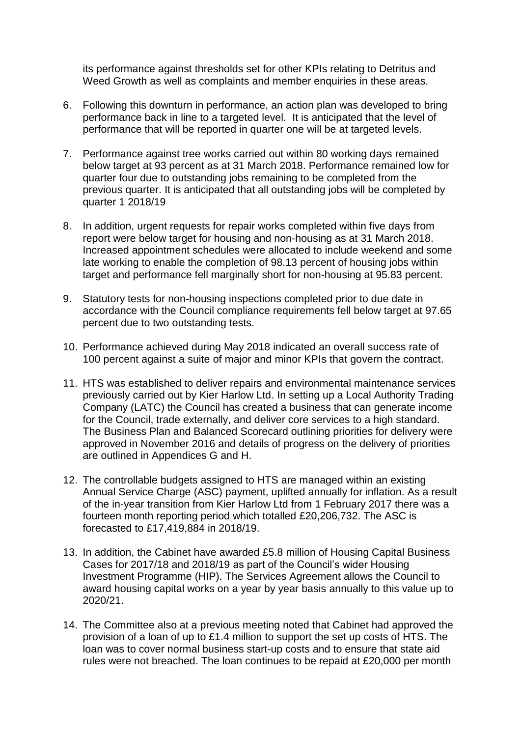its performance against thresholds set for other KPIs relating to Detritus and Weed Growth as well as complaints and member enquiries in these areas.

6. Following this downturn in performance, an action plan was developed to bring performance back in line to a targeted level. It is anticipated that the level of performance that will be reported in quarter one will be at targeted levels.

7. Performance against tree works carried out within 80 working days remained below target at 93 percent as at 31 March 2018. Performance remained low for quarter four due to outstanding jobs remaining to be completed from the previous quarter. It is anticipated that all outstanding jobs will be completed by quarter 1 2018/19

8. In addition, urgent requests for repair works completed within five days from report were below target for housing and non-housing as at 31 March 2018. Increased appointment schedules were allocated to include weekend and some late working to enable the completion of 98.13 percent of housing jobs within target and performance fell marginally short for non-housing at 95.83 percent.

9. Statutory tests for non-housing inspections completed prior to due date in accordance with the Council compliance requirements fell below target at 97.65 percent due to two outstanding tests.

10. Performance achieved during May 2018 indicated an overall success rate of 100 percent against a suite of major and minor KPIs that govern the contract.

11. HTS was established to deliver repairs and environmental maintenance services previously carried out by Kier Harlow Ltd. In setting up a Local Authority Trading Company (LATC) the Council has created a business that can generate income for the Council, trade externally, and deliver core services to a high standard. The Business Plan and Balanced Scorecard outlining priorities for delivery were approved in November 2016 and details of progress on the delivery of priorities are outlined in Appendices G and H.

12. The controllable budgets assigned to HTS are managed within an existing Annual Service Charge (ASC) payment, uplifted annually for inflation. As a result of the in-year transition from Kier Harlow Ltd from 1 February 2017 there was a fourteen month reporting period which totalled £20,206,732. The ASC is forecasted to £17,419,884 in 2018/19.

13. In addition, the Cabinet have awarded £5.8 million of Housing Capital Business Cases for 2017/18 and 2018/19 as part of the Council's wider Housing Investment Programme (HIP). The Services Agreement allows the Council to award housing capital works on a year by year basis annually to this value up to 2020/21.

14. The Committee also at a previous meeting noted that Cabinet had approved the provision of a loan of up to £1.4 million to support the set up costs of HTS. The loan was to cover normal business start-up costs and to ensure that state aid rules were not breached. The loan continues to be repaid at £20,000 per month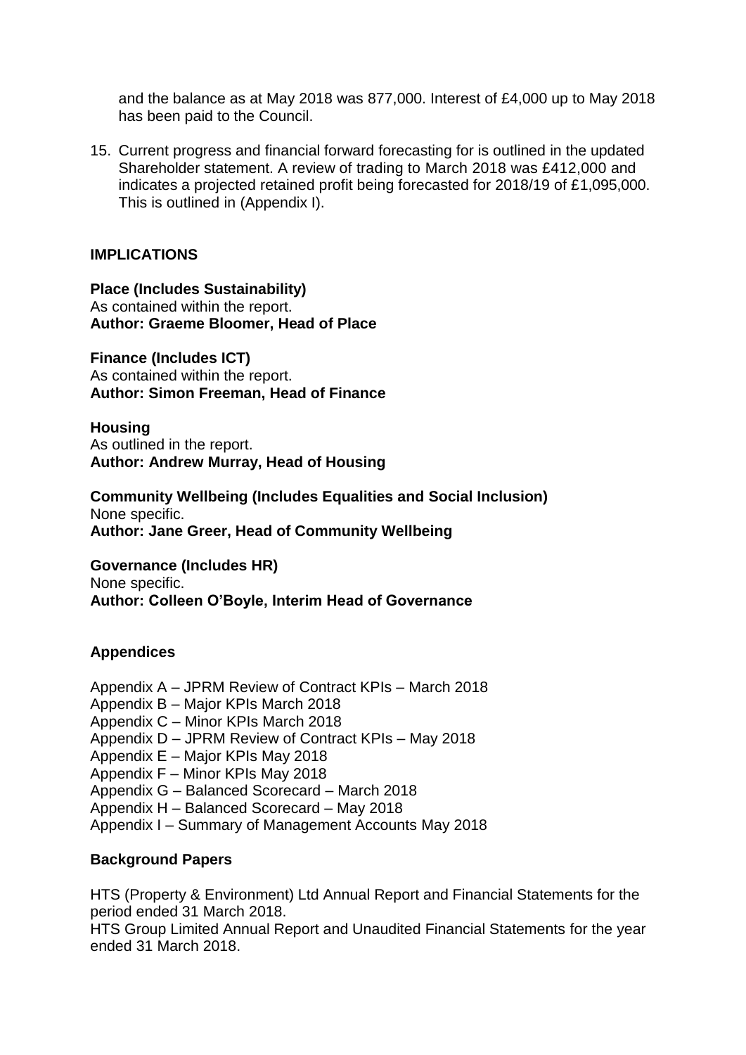and the balance as at May 2018 was 877,000. Interest of £4,000 up to May 2018 has been paid to the Council.

15. Current progress and financial forward forecasting for is outlined in the updated Shareholder statement. A review of trading to March 2018 was £412,000 and indicates a projected retained profit being forecasted for 2018/19 of £1,095,000. This is outlined in (Appendix I).

## IMPLICATIONS

**Place (Includes Sustainability)**
As contained within the report.
**Author: Graeme Bloomer, Head of Place**

**Finance (Includes ICT)**
As contained within the report.
**Author: Simon Freeman, Head of Finance**

**Housing**
As outlined in the report.
**Author: Andrew Murray, Head of Housing**

**Community Wellbeing (Includes Equalities and Social Inclusion)**
None specific.
**Author: Jane Greer, Head of Community Wellbeing**

**Governance (Includes HR)**
None specific.
**Author: Colleen O'Boyle, Interim Head of Governance**

## Appendices

Appendix A – JPRM Review of Contract KPIs – March 2018
Appendix B – Major KPIs March 2018
Appendix C – Minor KPIs March 2018
Appendix D – JPRM Review of Contract KPIs – May 2018
Appendix E – Major KPIs May 2018
Appendix F – Minor KPIs May 2018
Appendix G – Balanced Scorecard – March 2018
Appendix H – Balanced Scorecard – May 2018
Appendix I – Summary of Management Accounts May 2018

## Background Papers

HTS (Property & Environment) Ltd Annual Report and Financial Statements for the period ended 31 March 2018.
HTS Group Limited Annual Report and Unaudited Financial Statements for the year ended 31 March 2018.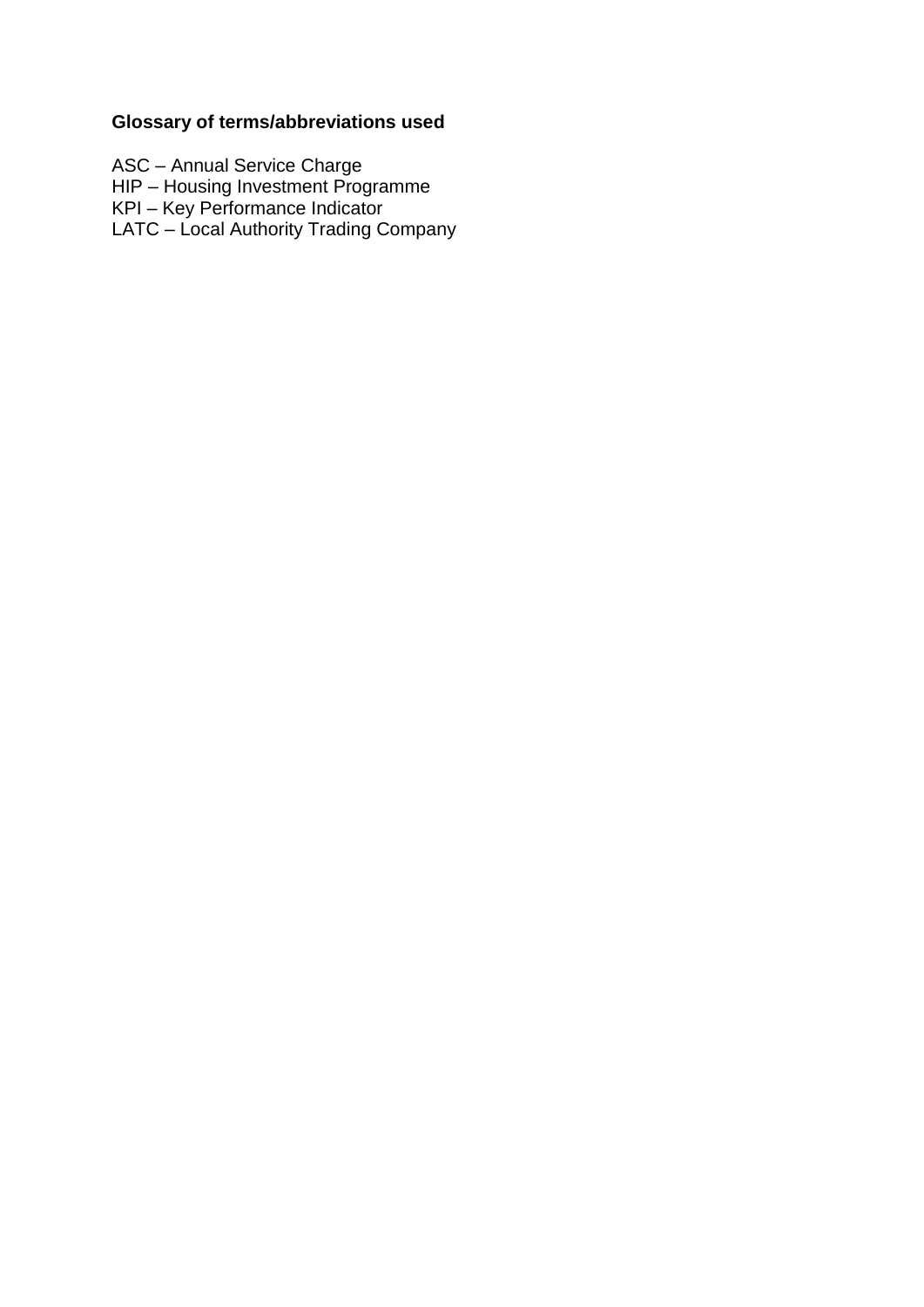**Glossary of terms/abbreviations used**

ASC – Annual Service Charge
HIP – Housing Investment Programme
KPI – Key Performance Indicator
LATC – Local Authority Trading Company